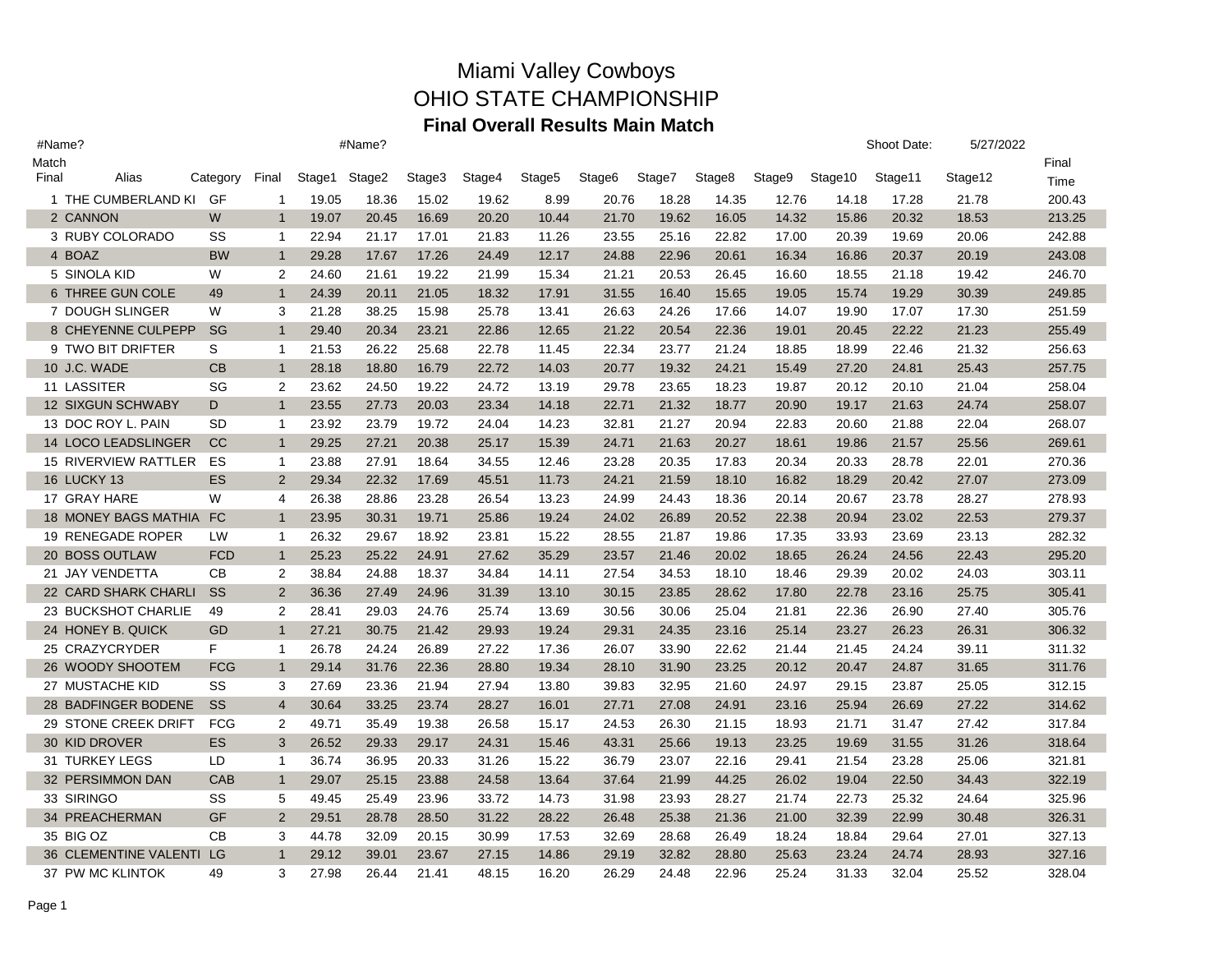# Miami Valley Cowboys
## OHIO STATE CHAMPIONSHIP
### Final Overall Results Main Match

#Name? #Name? Shoot Date: 5/27/2022

| Match Final | Alias | Category | Final | Stage1 | Stage2 | Stage3 | Stage4 | Stage5 | Stage6 | Stage7 | Stage8 | Stage9 | Stage10 | Stage11 | Stage12 | Final Time |
|---|---|---|---|---|---|---|---|---|---|---|---|---|---|---|---|---|
| 1 | THE CUMBERLAND KI | GF | 1 | 19.05 | 18.36 | 15.02 | 19.62 | 8.99 | 20.76 | 18.28 | 14.35 | 12.76 | 14.18 | 17.28 | 21.78 | 200.43 |
| 2 | CANNON | W | 1 | 19.07 | 20.45 | 16.69 | 20.20 | 10.44 | 21.70 | 19.62 | 16.05 | 14.32 | 15.86 | 20.32 | 18.53 | 213.25 |
| 3 | RUBY COLORADO | SS | 1 | 22.94 | 21.17 | 17.01 | 21.83 | 11.26 | 23.55 | 25.16 | 22.82 | 17.00 | 20.39 | 19.69 | 20.06 | 242.88 |
| 4 | BOAZ | BW | 1 | 29.28 | 17.67 | 17.26 | 24.49 | 12.17 | 24.88 | 22.96 | 20.61 | 16.34 | 16.86 | 20.37 | 20.19 | 243.08 |
| 5 | SINOLA KID | W | 2 | 24.60 | 21.61 | 19.22 | 21.99 | 15.34 | 21.21 | 20.53 | 26.45 | 16.60 | 18.55 | 21.18 | 19.42 | 246.70 |
| 6 | THREE GUN COLE | 49 | 1 | 24.39 | 20.11 | 21.05 | 18.32 | 17.91 | 31.55 | 16.40 | 15.65 | 19.05 | 15.74 | 19.29 | 30.39 | 249.85 |
| 7 | DOUGH SLINGER | W | 3 | 21.28 | 38.25 | 15.98 | 25.78 | 13.41 | 26.63 | 24.26 | 17.66 | 14.07 | 19.90 | 17.07 | 17.30 | 251.59 |
| 8 | CHEYENNE CULPEPP | SG | 1 | 29.40 | 20.34 | 23.21 | 22.86 | 12.65 | 21.22 | 20.54 | 22.36 | 19.01 | 20.45 | 22.22 | 21.23 | 255.49 |
| 9 | TWO BIT DRIFTER | S | 1 | 21.53 | 26.22 | 25.68 | 22.78 | 11.45 | 22.34 | 23.77 | 21.24 | 18.85 | 18.99 | 22.46 | 21.32 | 256.63 |
| 10 | J.C. WADE | CB | 1 | 28.18 | 18.80 | 16.79 | 22.72 | 14.03 | 20.77 | 19.32 | 24.21 | 15.49 | 27.20 | 24.81 | 25.43 | 257.75 |
| 11 | LASSITER | SG | 2 | 23.62 | 24.50 | 19.22 | 24.72 | 13.19 | 29.78 | 23.65 | 18.23 | 19.87 | 20.12 | 20.10 | 21.04 | 258.04 |
| 12 | SIXGUN SCHWABY | D | 1 | 23.55 | 27.73 | 20.03 | 23.34 | 14.18 | 22.71 | 21.32 | 18.77 | 20.90 | 19.17 | 21.63 | 24.74 | 258.07 |
| 13 | DOC ROY L. PAIN | SD | 1 | 23.92 | 23.79 | 19.72 | 24.04 | 14.23 | 32.81 | 21.27 | 20.94 | 22.83 | 20.60 | 21.88 | 22.04 | 268.07 |
| 14 | LOCO LEADSLINGER | CC | 1 | 29.25 | 27.21 | 20.38 | 25.17 | 15.39 | 24.71 | 21.63 | 20.27 | 18.61 | 19.86 | 21.57 | 25.56 | 269.61 |
| 15 | RIVERVIEW RATTLER | ES | 1 | 23.88 | 27.91 | 18.64 | 34.55 | 12.46 | 23.28 | 20.35 | 17.83 | 20.34 | 20.33 | 28.78 | 22.01 | 270.36 |
| 16 | LUCKY 13 | ES | 2 | 29.34 | 22.32 | 17.69 | 45.51 | 11.73 | 24.21 | 21.59 | 18.10 | 16.82 | 18.29 | 20.42 | 27.07 | 273.09 |
| 17 | GRAY HARE | W | 4 | 26.38 | 28.86 | 23.28 | 26.54 | 13.23 | 24.99 | 24.43 | 18.36 | 20.14 | 20.67 | 23.78 | 28.27 | 278.93 |
| 18 | MONEY BAGS MATHIA | FC | 1 | 23.95 | 30.31 | 19.71 | 25.86 | 19.24 | 24.02 | 26.89 | 20.52 | 22.38 | 20.94 | 23.02 | 22.53 | 279.37 |
| 19 | RENEGADE ROPER | LW | 1 | 26.32 | 29.67 | 18.92 | 23.81 | 15.22 | 28.55 | 21.87 | 19.86 | 17.35 | 33.93 | 23.69 | 23.13 | 282.32 |
| 20 | BOSS OUTLAW | FCD | 1 | 25.23 | 25.22 | 24.91 | 27.62 | 35.29 | 23.57 | 21.46 | 20.02 | 18.65 | 26.24 | 24.56 | 22.43 | 295.20 |
| 21 | JAY VENDETTA | CB | 2 | 38.84 | 24.88 | 18.37 | 34.84 | 14.11 | 27.54 | 34.53 | 18.10 | 18.46 | 29.39 | 20.02 | 24.03 | 303.11 |
| 22 | CARD SHARK CHARLI | SS | 2 | 36.36 | 27.49 | 24.96 | 31.39 | 13.10 | 30.15 | 23.85 | 28.62 | 17.80 | 22.78 | 23.16 | 25.75 | 305.41 |
| 23 | BUCKSHOT CHARLIE | 49 | 2 | 28.41 | 29.03 | 24.76 | 25.74 | 13.69 | 30.56 | 30.06 | 25.04 | 21.81 | 22.36 | 26.90 | 27.40 | 305.76 |
| 24 | HONEY B. QUICK | GD | 1 | 27.21 | 30.75 | 21.42 | 29.93 | 19.24 | 29.31 | 24.35 | 23.16 | 25.14 | 23.27 | 26.23 | 26.31 | 306.32 |
| 25 | CRAZYCRYDER | F | 1 | 26.78 | 24.24 | 26.89 | 27.22 | 17.36 | 26.07 | 33.90 | 22.62 | 21.44 | 21.45 | 24.24 | 39.11 | 311.32 |
| 26 | WOODY SHOOTEM | FCG | 1 | 29.14 | 31.76 | 22.36 | 28.80 | 19.34 | 28.10 | 31.90 | 23.25 | 20.12 | 20.47 | 24.87 | 31.65 | 311.76 |
| 27 | MUSTACHE KID | SS | 3 | 27.69 | 23.36 | 21.94 | 27.94 | 13.80 | 39.83 | 32.95 | 21.60 | 24.97 | 29.15 | 23.87 | 25.05 | 312.15 |
| 28 | BADFINGER BODENE | SS | 4 | 30.64 | 33.25 | 23.74 | 28.27 | 16.01 | 27.71 | 27.08 | 24.91 | 23.16 | 25.94 | 26.69 | 27.22 | 314.62 |
| 29 | STONE CREEK DRIFT | FCG | 2 | 49.71 | 35.49 | 19.38 | 26.58 | 15.17 | 24.53 | 26.30 | 21.15 | 18.93 | 21.71 | 31.47 | 27.42 | 317.84 |
| 30 | KID DROVER | ES | 3 | 26.52 | 29.33 | 29.17 | 24.31 | 15.46 | 43.31 | 25.66 | 19.13 | 23.25 | 19.69 | 31.55 | 31.26 | 318.64 |
| 31 | TURKEY LEGS | LD | 1 | 36.74 | 36.95 | 20.33 | 31.26 | 15.22 | 36.79 | 23.07 | 22.16 | 29.41 | 21.54 | 23.28 | 25.06 | 321.81 |
| 32 | PERSIMMON DAN | CAB | 1 | 29.07 | 25.15 | 23.88 | 24.58 | 13.64 | 37.64 | 21.99 | 44.25 | 26.02 | 19.04 | 22.50 | 34.43 | 322.19 |
| 33 | SIRINGO | SS | 5 | 49.45 | 25.49 | 23.96 | 33.72 | 14.73 | 31.98 | 23.93 | 28.27 | 21.74 | 22.73 | 25.32 | 24.64 | 325.96 |
| 34 | PREACHERMAN | GF | 2 | 29.51 | 28.78 | 28.50 | 31.22 | 28.22 | 26.48 | 25.38 | 21.36 | 21.00 | 32.39 | 22.99 | 30.48 | 326.31 |
| 35 | BIG OZ | CB | 3 | 44.78 | 32.09 | 20.15 | 30.99 | 17.53 | 32.69 | 28.68 | 26.49 | 18.24 | 18.84 | 29.64 | 27.01 | 327.13 |
| 36 | CLEMENTINE VALENTI | LG | 1 | 29.12 | 39.01 | 23.67 | 27.15 | 14.86 | 29.19 | 32.82 | 28.80 | 25.63 | 23.24 | 24.74 | 28.93 | 327.16 |
| 37 | PW MC KLINTOK | 49 | 3 | 27.98 | 26.44 | 21.41 | 48.15 | 16.20 | 26.29 | 24.48 | 22.96 | 25.24 | 31.33 | 32.04 | 25.52 | 328.04 |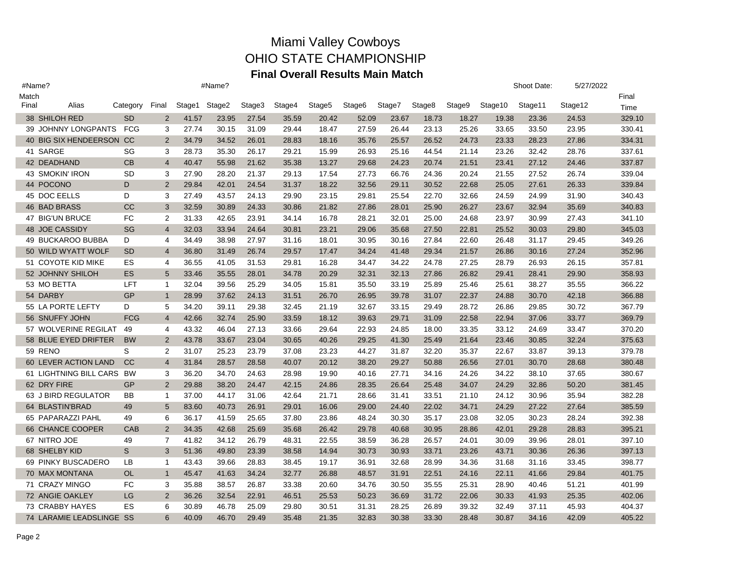# Miami Valley Cowboys

# OHIO STATE CHAMPIONSHIP

## Final Overall Results Main Match

#Name? #Name? Shoot Date: 5/27/2022

| Match Final | Alias | Category | Final | Stage1 | Stage2 | Stage3 | Stage4 | Stage5 | Stage6 | Stage7 | Stage8 | Stage9 | Stage10 | Stage11 | Stage12 | Final Time |
|---|---|---|---|---|---|---|---|---|---|---|---|---|---|---|---|---|
| 38 | SHILOH RED | SD | 2 | 41.57 | 23.95 | 27.54 | 35.59 | 20.42 | 52.09 | 23.67 | 18.73 | 18.27 | 19.38 | 23.36 | 24.53 | 329.10 |
| 39 | JOHNNY LONGPANTS | FCG | 3 | 27.74 | 30.15 | 31.09 | 29.44 | 18.47 | 27.59 | 26.44 | 23.13 | 25.26 | 33.65 | 33.50 | 23.95 | 330.41 |
| 40 | BIG SIX HENDEERSON | CC | 2 | 34.79 | 34.52 | 26.01 | 28.83 | 18.16 | 35.76 | 25.57 | 26.52 | 24.73 | 23.33 | 28.23 | 27.86 | 334.31 |
| 41 | SARGE | SG | 3 | 28.73 | 35.30 | 26.17 | 29.21 | 15.99 | 26.93 | 25.16 | 44.54 | 21.14 | 23.26 | 32.42 | 28.76 | 337.61 |
| 42 | DEADHAND | CB | 4 | 40.47 | 55.98 | 21.62 | 35.38 | 13.27 | 29.68 | 24.23 | 20.74 | 21.51 | 23.41 | 27.12 | 24.46 | 337.87 |
| 43 | SMOKIN' IRON | SD | 3 | 27.90 | 28.20 | 21.37 | 29.13 | 17.54 | 27.73 | 66.76 | 24.36 | 20.24 | 21.55 | 27.52 | 26.74 | 339.04 |
| 44 | POCONO | D | 2 | 29.84 | 42.01 | 24.54 | 31.37 | 18.22 | 32.56 | 29.11 | 30.52 | 22.68 | 25.05 | 27.61 | 26.33 | 339.84 |
| 45 | DOC EELLS | D | 3 | 27.49 | 43.57 | 24.13 | 29.90 | 23.15 | 29.81 | 25.54 | 22.70 | 32.66 | 24.59 | 24.99 | 31.90 | 340.43 |
| 46 | BAD BRASS | CC | 3 | 32.59 | 30.89 | 24.33 | 30.86 | 21.82 | 27.86 | 28.01 | 25.90 | 26.27 | 23.67 | 32.94 | 35.69 | 340.83 |
| 47 | BIG'UN BRUCE | FC | 2 | 31.33 | 42.65 | 23.91 | 34.14 | 16.78 | 28.21 | 32.01 | 25.00 | 24.68 | 23.97 | 30.99 | 27.43 | 341.10 |
| 48 | JOE CASSIDY | SG | 4 | 32.03 | 33.94 | 24.64 | 30.81 | 23.21 | 29.06 | 35.68 | 27.50 | 22.81 | 25.52 | 30.03 | 29.80 | 345.03 |
| 49 | BUCKAROO BUBBA | D | 4 | 34.49 | 38.98 | 27.97 | 31.16 | 18.01 | 30.95 | 30.16 | 27.84 | 22.60 | 26.48 | 31.17 | 29.45 | 349.26 |
| 50 | WILD WYATT WOLF | SD | 4 | 36.80 | 31.49 | 26.74 | 29.57 | 17.47 | 34.24 | 41.48 | 29.34 | 21.57 | 26.86 | 30.16 | 27.24 | 352.96 |
| 51 | COYOTE KID MIKE | ES | 4 | 36.55 | 41.05 | 31.53 | 29.81 | 16.28 | 34.47 | 34.22 | 24.78 | 27.25 | 28.79 | 26.93 | 26.15 | 357.81 |
| 52 | JOHNNY SHILOH | ES | 5 | 33.46 | 35.55 | 28.01 | 34.78 | 20.29 | 32.31 | 32.13 | 27.86 | 26.82 | 29.41 | 28.41 | 29.90 | 358.93 |
| 53 | MO BETTA | LFT | 1 | 32.04 | 39.56 | 25.29 | 34.05 | 15.81 | 35.50 | 33.19 | 25.89 | 25.46 | 25.61 | 38.27 | 35.55 | 366.22 |
| 54 | DARBY | GP | 1 | 28.99 | 37.62 | 24.13 | 31.51 | 26.70 | 26.95 | 39.78 | 31.07 | 22.37 | 24.88 | 30.70 | 42.18 | 366.88 |
| 55 | LA PORTE LEFTY | D | 5 | 34.20 | 39.11 | 29.38 | 32.45 | 21.19 | 32.67 | 33.15 | 29.49 | 28.72 | 26.86 | 29.85 | 30.72 | 367.79 |
| 56 | SNUFFY JOHN | FCG | 4 | 42.66 | 32.74 | 25.90 | 33.59 | 18.12 | 39.63 | 29.71 | 31.09 | 22.58 | 22.94 | 37.06 | 33.77 | 369.79 |
| 57 | WOLVERINE REGILAT | 49 | 4 | 43.32 | 46.04 | 27.13 | 33.66 | 29.64 | 22.93 | 24.85 | 18.00 | 33.35 | 33.12 | 24.69 | 33.47 | 370.20 |
| 58 | BLUE EYED DRIFTER | BW | 2 | 43.78 | 33.67 | 23.04 | 30.65 | 40.26 | 29.25 | 41.30 | 25.49 | 21.64 | 23.46 | 30.85 | 32.24 | 375.63 |
| 59 | RENO | S | 2 | 31.07 | 25.23 | 23.79 | 37.08 | 23.23 | 44.27 | 31.87 | 32.20 | 35.37 | 22.67 | 33.87 | 39.13 | 379.78 |
| 60 | LEVER ACTION LAND | CC | 4 | 31.84 | 28.57 | 28.58 | 40.07 | 20.12 | 38.20 | 29.27 | 50.88 | 26.56 | 27.01 | 30.70 | 28.68 | 380.48 |
| 61 | LIGHTNING BILL CARS | BW | 3 | 36.20 | 34.70 | 24.63 | 28.98 | 19.90 | 40.16 | 27.71 | 34.16 | 24.26 | 34.22 | 38.10 | 37.65 | 380.67 |
| 62 | DRY FIRE | GP | 2 | 29.88 | 38.20 | 24.47 | 42.15 | 24.86 | 28.35 | 26.64 | 25.48 | 34.07 | 24.29 | 32.86 | 50.20 | 381.45 |
| 63 | J BIRD REGULATOR | BB | 1 | 37.00 | 44.17 | 31.06 | 42.64 | 21.71 | 28.66 | 31.41 | 33.51 | 21.10 | 24.12 | 30.96 | 35.94 | 382.28 |
| 64 | BLASTIN'BRAD | 49 | 5 | 83.60 | 40.73 | 26.91 | 29.01 | 16.06 | 29.00 | 24.40 | 22.02 | 34.71 | 24.29 | 27.22 | 27.64 | 385.59 |
| 65 | PAPARAZZI PAHL | 49 | 6 | 36.17 | 41.59 | 25.65 | 37.80 | 23.86 | 48.24 | 30.30 | 35.17 | 23.08 | 32.05 | 30.23 | 28.24 | 392.38 |
| 66 | CHANCE COOPER | CAB | 2 | 34.35 | 42.68 | 25.69 | 35.68 | 26.42 | 29.78 | 40.68 | 30.95 | 28.86 | 42.01 | 29.28 | 28.83 | 395.21 |
| 67 | NITRO JOE | 49 | 7 | 41.82 | 34.12 | 26.79 | 48.31 | 22.55 | 38.59 | 36.28 | 26.57 | 24.01 | 30.09 | 39.96 | 28.01 | 397.10 |
| 68 | SHELBY KID | S | 3 | 51.36 | 49.80 | 23.39 | 38.58 | 14.94 | 30.73 | 30.93 | 33.71 | 23.26 | 43.71 | 30.36 | 26.36 | 397.13 |
| 69 | PINKY BUSCADERO | LB | 1 | 43.43 | 39.66 | 28.83 | 38.45 | 19.17 | 36.91 | 32.68 | 28.99 | 34.36 | 31.68 | 31.16 | 33.45 | 398.77 |
| 70 | MAX MONTANA | OL | 1 | 45.47 | 41.63 | 34.24 | 32.77 | 26.88 | 48.57 | 31.91 | 22.51 | 24.16 | 22.11 | 41.66 | 29.84 | 401.75 |
| 71 | CRAZY MINGO | FC | 3 | 35.88 | 38.57 | 26.87 | 33.38 | 20.60 | 34.76 | 30.50 | 35.55 | 25.31 | 28.90 | 40.46 | 51.21 | 401.99 |
| 72 | ANGIE OAKLEY | LG | 2 | 36.26 | 32.54 | 22.91 | 46.51 | 25.53 | 50.23 | 36.69 | 31.72 | 22.06 | 30.33 | 41.93 | 25.35 | 402.06 |
| 73 | CRABBY HAYES | ES | 6 | 30.89 | 46.78 | 25.09 | 29.80 | 30.51 | 31.31 | 28.25 | 26.89 | 39.32 | 32.49 | 37.11 | 45.93 | 404.37 |
| 74 | LARAMIE LEADSLINGE | SS | 6 | 40.09 | 46.70 | 29.49 | 35.48 | 21.35 | 32.83 | 30.38 | 33.30 | 28.48 | 30.87 | 34.16 | 42.09 | 405.22 |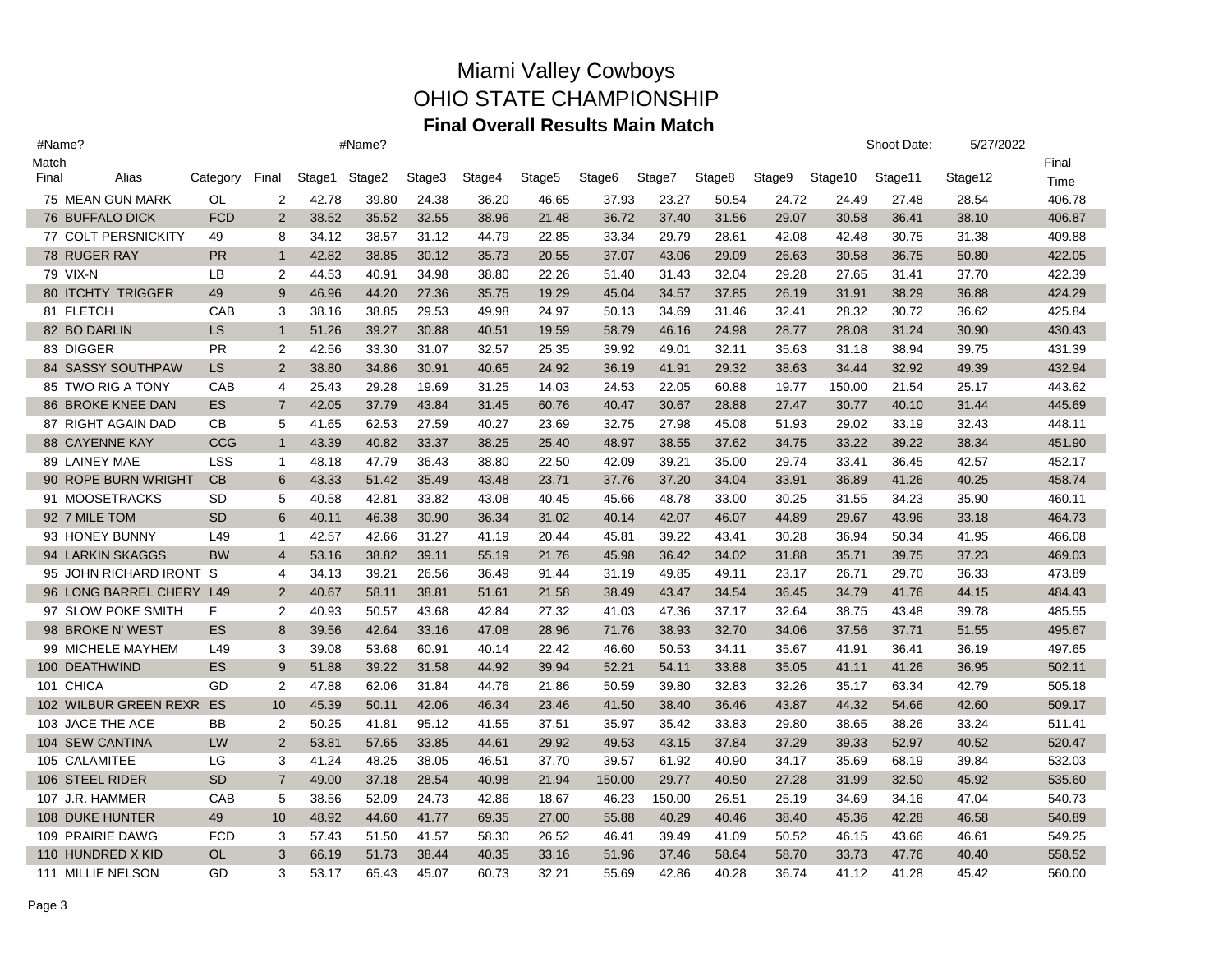# Miami Valley Cowboys
# OHIO STATE CHAMPIONSHIP
## Final Overall Results Main Match

#Name? #Name? Shoot Date: 5/27/2022

| Match Final | Alias | Category | Final | Stage1 | Stage2 | Stage3 | Stage4 | Stage5 | Stage6 | Stage7 | Stage8 | Stage9 | Stage10 | Stage11 | Stage12 | Final Time |
|---|---|---|---|---|---|---|---|---|---|---|---|---|---|---|---|---|
| 75 | MEAN GUN MARK | OL | 2 | 42.78 | 39.80 | 24.38 | 36.20 | 46.65 | 37.93 | 23.27 | 50.54 | 24.72 | 24.49 | 27.48 | 28.54 | 406.78 |
| 76 | BUFFALO DICK | FCD | 2 | 38.52 | 35.52 | 32.55 | 38.96 | 21.48 | 36.72 | 37.40 | 31.56 | 29.07 | 30.58 | 36.41 | 38.10 | 406.87 |
| 77 | COLT PERSNICKITY | 49 | 8 | 34.12 | 38.57 | 31.12 | 44.79 | 22.85 | 33.34 | 29.79 | 28.61 | 42.08 | 42.48 | 30.75 | 31.38 | 409.88 |
| 78 | RUGER RAY | PR | 1 | 42.82 | 38.85 | 30.12 | 35.73 | 20.55 | 37.07 | 43.06 | 29.09 | 26.63 | 30.58 | 36.75 | 50.80 | 422.05 |
| 79 | VIX-N | LB | 2 | 44.53 | 40.91 | 34.98 | 38.80 | 22.26 | 51.40 | 31.43 | 32.04 | 29.28 | 27.65 | 31.41 | 37.70 | 422.39 |
| 80 | ITCHTY TRIGGER | 49 | 9 | 46.96 | 44.20 | 27.36 | 35.75 | 19.29 | 45.04 | 34.57 | 37.85 | 26.19 | 31.91 | 38.29 | 36.88 | 424.29 |
| 81 | FLETCH | CAB | 3 | 38.16 | 38.85 | 29.53 | 49.98 | 24.97 | 50.13 | 34.69 | 31.46 | 32.41 | 28.32 | 30.72 | 36.62 | 425.84 |
| 82 | BO DARLIN | LS | 1 | 51.26 | 39.27 | 30.88 | 40.51 | 19.59 | 58.79 | 46.16 | 24.98 | 28.77 | 28.08 | 31.24 | 30.90 | 430.43 |
| 83 | DIGGER | PR | 2 | 42.56 | 33.30 | 31.07 | 32.57 | 25.35 | 39.92 | 49.01 | 32.11 | 35.63 | 31.18 | 38.94 | 39.75 | 431.39 |
| 84 | SASSY SOUTHPAW | LS | 2 | 38.80 | 34.86 | 30.91 | 40.65 | 24.92 | 36.19 | 41.91 | 29.32 | 38.63 | 34.44 | 32.92 | 49.39 | 432.94 |
| 85 | TWO RIG A TONY | CAB | 4 | 25.43 | 29.28 | 19.69 | 31.25 | 14.03 | 24.53 | 22.05 | 60.88 | 19.77 | 150.00 | 21.54 | 25.17 | 443.62 |
| 86 | BROKE KNEE DAN | ES | 7 | 42.05 | 37.79 | 43.84 | 31.45 | 60.76 | 40.47 | 30.67 | 28.88 | 27.47 | 30.77 | 40.10 | 31.44 | 445.69 |
| 87 | RIGHT AGAIN DAD | CB | 5 | 41.65 | 62.53 | 27.59 | 40.27 | 23.69 | 32.75 | 27.98 | 45.08 | 51.93 | 29.02 | 33.19 | 32.43 | 448.11 |
| 88 | CAYENNE KAY | CCG | 1 | 43.39 | 40.82 | 33.37 | 38.25 | 25.40 | 48.97 | 38.55 | 37.62 | 34.75 | 33.22 | 39.22 | 38.34 | 451.90 |
| 89 | LAINEY MAE | LSS | 1 | 48.18 | 47.79 | 36.43 | 38.80 | 22.50 | 42.09 | 39.21 | 35.00 | 29.74 | 33.41 | 36.45 | 42.57 | 452.17 |
| 90 | ROPE BURN WRIGHT | CB | 6 | 43.33 | 51.42 | 35.49 | 43.48 | 23.71 | 37.76 | 37.20 | 34.04 | 33.91 | 36.89 | 41.26 | 40.25 | 458.74 |
| 91 | MOOSETRACKS | SD | 5 | 40.58 | 42.81 | 33.82 | 43.08 | 40.45 | 45.66 | 48.78 | 33.00 | 30.25 | 31.55 | 34.23 | 35.90 | 460.11 |
| 92 | 7 MILE TOM | SD | 6 | 40.11 | 46.38 | 30.90 | 36.34 | 31.02 | 40.14 | 42.07 | 46.07 | 44.89 | 29.67 | 43.96 | 33.18 | 464.73 |
| 93 | HONEY BUNNY | L49 | 1 | 42.57 | 42.66 | 31.27 | 41.19 | 20.44 | 45.81 | 39.22 | 43.41 | 30.28 | 36.94 | 50.34 | 41.95 | 466.08 |
| 94 | LARKIN SKAGGS | BW | 4 | 53.16 | 38.82 | 39.11 | 55.19 | 21.76 | 45.98 | 36.42 | 34.02 | 31.88 | 35.71 | 39.75 | 37.23 | 469.03 |
| 95 | JOHN RICHARD IRONT | S | 4 | 34.13 | 39.21 | 26.56 | 36.49 | 91.44 | 31.19 | 49.85 | 49.11 | 23.17 | 26.71 | 29.70 | 36.33 | 473.89 |
| 96 | LONG BARREL CHERY | L49 | 2 | 40.67 | 58.11 | 38.81 | 51.61 | 21.58 | 38.49 | 43.47 | 34.54 | 36.45 | 34.79 | 41.76 | 44.15 | 484.43 |
| 97 | SLOW POKE SMITH | F | 2 | 40.93 | 50.57 | 43.68 | 42.84 | 27.32 | 41.03 | 47.36 | 37.17 | 32.64 | 38.75 | 43.48 | 39.78 | 485.55 |
| 98 | BROKE N' WEST | ES | 8 | 39.56 | 42.64 | 33.16 | 47.08 | 28.96 | 71.76 | 38.93 | 32.70 | 34.06 | 37.56 | 37.71 | 51.55 | 495.67 |
| 99 | MICHELE MAYHEM | L49 | 3 | 39.08 | 53.68 | 60.91 | 40.14 | 22.42 | 46.60 | 50.53 | 34.11 | 35.67 | 41.91 | 36.41 | 36.19 | 497.65 |
| 100 | DEATHWIND | ES | 9 | 51.88 | 39.22 | 31.58 | 44.92 | 39.94 | 52.21 | 54.11 | 33.88 | 35.05 | 41.11 | 41.26 | 36.95 | 502.11 |
| 101 | CHICA | GD | 2 | 47.88 | 62.06 | 31.84 | 44.76 | 21.86 | 50.59 | 39.80 | 32.83 | 32.26 | 35.17 | 63.34 | 42.79 | 505.18 |
| 102 | WILBUR GREEN REXR | ES | 10 | 45.39 | 50.11 | 42.06 | 46.34 | 23.46 | 41.50 | 38.40 | 36.46 | 43.87 | 44.32 | 54.66 | 42.60 | 509.17 |
| 103 | JACE THE ACE | BB | 2 | 50.25 | 41.81 | 95.12 | 41.55 | 37.51 | 35.97 | 35.42 | 33.83 | 29.80 | 38.65 | 38.26 | 33.24 | 511.41 |
| 104 | SEW CANTINA | LW | 2 | 53.81 | 57.65 | 33.85 | 44.61 | 29.92 | 49.53 | 43.15 | 37.84 | 37.29 | 39.33 | 52.97 | 40.52 | 520.47 |
| 105 | CALAMITEE | LG | 3 | 41.24 | 48.25 | 38.05 | 46.51 | 37.70 | 39.57 | 61.92 | 40.90 | 34.17 | 35.69 | 68.19 | 39.84 | 532.03 |
| 106 | STEEL RIDER | SD | 7 | 49.00 | 37.18 | 28.54 | 40.98 | 21.94 | 150.00 | 29.77 | 40.50 | 27.28 | 31.99 | 32.50 | 45.92 | 535.60 |
| 107 | J.R. HAMMER | CAB | 5 | 38.56 | 52.09 | 24.73 | 42.86 | 18.67 | 46.23 | 150.00 | 26.51 | 25.19 | 34.69 | 34.16 | 47.04 | 540.73 |
| 108 | DUKE HUNTER | 49 | 10 | 48.92 | 44.60 | 41.77 | 69.35 | 27.00 | 55.88 | 40.29 | 40.46 | 38.40 | 45.36 | 42.28 | 46.58 | 540.89 |
| 109 | PRAIRIE DAWG | FCD | 3 | 57.43 | 51.50 | 41.57 | 58.30 | 26.52 | 46.41 | 39.49 | 41.09 | 50.52 | 46.15 | 43.66 | 46.61 | 549.25 |
| 110 | HUNDRED X KID | OL | 3 | 66.19 | 51.73 | 38.44 | 40.35 | 33.16 | 51.96 | 37.46 | 58.64 | 58.70 | 33.73 | 47.76 | 40.40 | 558.52 |
| 111 | MILLIE NELSON | GD | 3 | 53.17 | 65.43 | 45.07 | 60.73 | 32.21 | 55.69 | 42.86 | 40.28 | 36.74 | 41.12 | 41.28 | 45.42 | 560.00 |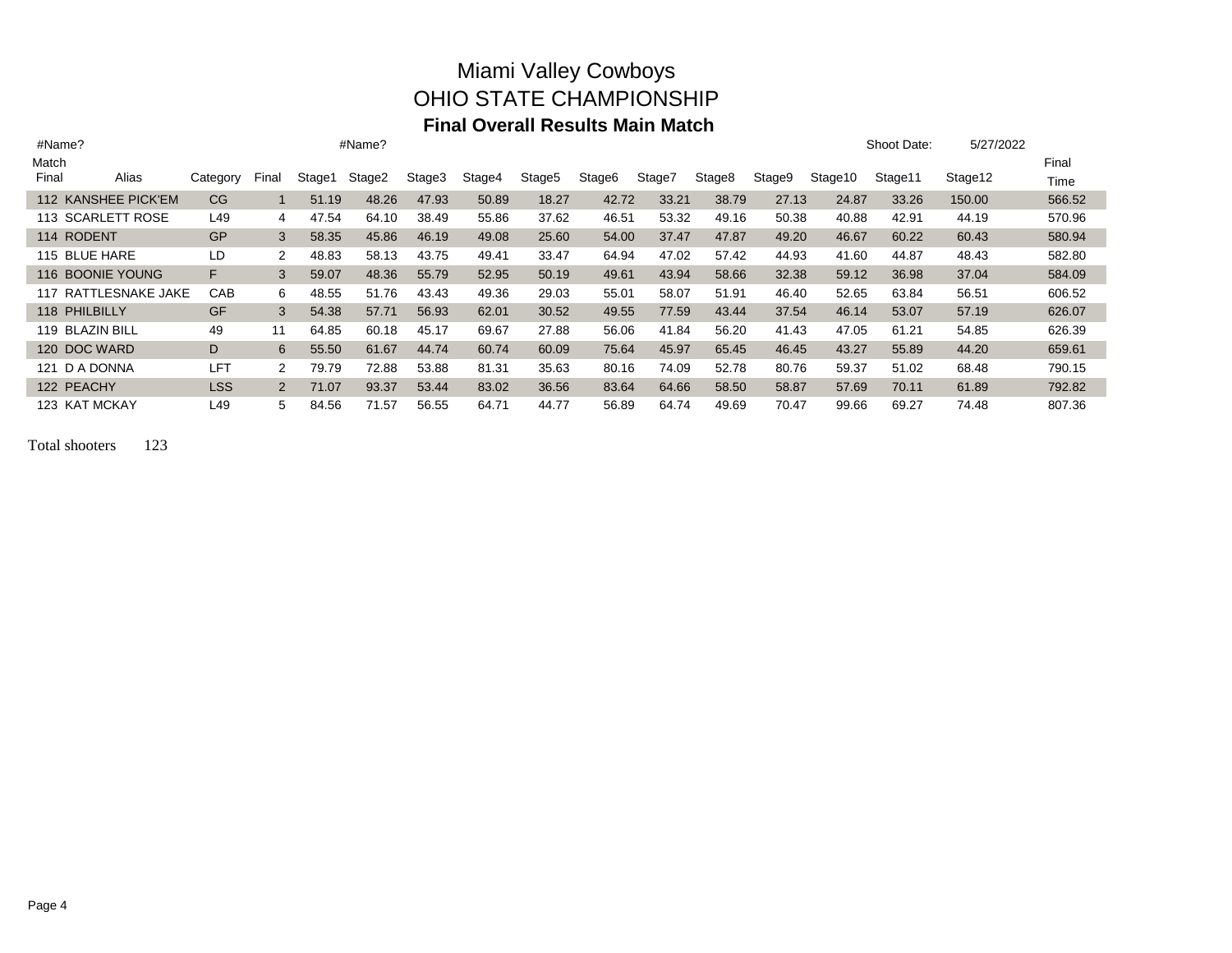# Miami Valley Cowboys
# OHIO STATE CHAMPIONSHIP
### Final Overall Results Main Match

#Name? #Name? Shoot Date: 5/27/2022

| Match Final | Alias | Category | Final | Stage1 | Stage2 | Stage3 | Stage4 | Stage5 | Stage6 | Stage7 | Stage8 | Stage9 | Stage10 | Stage11 | Stage12 | Final Time |
|---|---|---|---|---|---|---|---|---|---|---|---|---|---|---|---|---|
| 112 | KANSHEE PICK'EM | CG | 1 | 51.19 | 48.26 | 47.93 | 50.89 | 18.27 | 42.72 | 33.21 | 38.79 | 27.13 | 24.87 | 33.26 | 150.00 | 566.52 |
| 113 | SCARLETT ROSE | L49 | 4 | 47.54 | 64.10 | 38.49 | 55.86 | 37.62 | 46.51 | 53.32 | 49.16 | 50.38 | 40.88 | 42.91 | 44.19 | 570.96 |
| 114 | RODENT | GP | 3 | 58.35 | 45.86 | 46.19 | 49.08 | 25.60 | 54.00 | 37.47 | 47.87 | 49.20 | 46.67 | 60.22 | 60.43 | 580.94 |
| 115 | BLUE HARE | LD | 2 | 48.83 | 58.13 | 43.75 | 49.41 | 33.47 | 64.94 | 47.02 | 57.42 | 44.93 | 41.60 | 44.87 | 48.43 | 582.80 |
| 116 | BOONIE YOUNG | F | 3 | 59.07 | 48.36 | 55.79 | 52.95 | 50.19 | 49.61 | 43.94 | 58.66 | 32.38 | 59.12 | 36.98 | 37.04 | 584.09 |
| 117 | RATTLESNAKE JAKE | CAB | 6 | 48.55 | 51.76 | 43.43 | 49.36 | 29.03 | 55.01 | 58.07 | 51.91 | 46.40 | 52.65 | 63.84 | 56.51 | 606.52 |
| 118 | PHILBILLY | GF | 3 | 54.38 | 57.71 | 56.93 | 62.01 | 30.52 | 49.55 | 77.59 | 43.44 | 37.54 | 46.14 | 53.07 | 57.19 | 626.07 |
| 119 | BLAZIN BILL | 49 | 11 | 64.85 | 60.18 | 45.17 | 69.67 | 27.88 | 56.06 | 41.84 | 56.20 | 41.43 | 47.05 | 61.21 | 54.85 | 626.39 |
| 120 | DOC WARD | D | 6 | 55.50 | 61.67 | 44.74 | 60.74 | 60.09 | 75.64 | 45.97 | 65.45 | 46.45 | 43.27 | 55.89 | 44.20 | 659.61 |
| 121 | D A DONNA | LFT | 2 | 79.79 | 72.88 | 53.88 | 81.31 | 35.63 | 80.16 | 74.09 | 52.78 | 80.76 | 59.37 | 51.02 | 68.48 | 790.15 |
| 122 | PEACHY | LSS | 2 | 71.07 | 93.37 | 53.44 | 83.02 | 36.56 | 83.64 | 64.66 | 58.50 | 58.87 | 57.69 | 70.11 | 61.89 | 792.82 |
| 123 | KAT MCKAY | L49 | 5 | 84.56 | 71.57 | 56.55 | 64.71 | 44.77 | 56.89 | 64.74 | 49.69 | 70.47 | 99.66 | 69.27 | 74.48 | 807.36 |

Total shooters 123